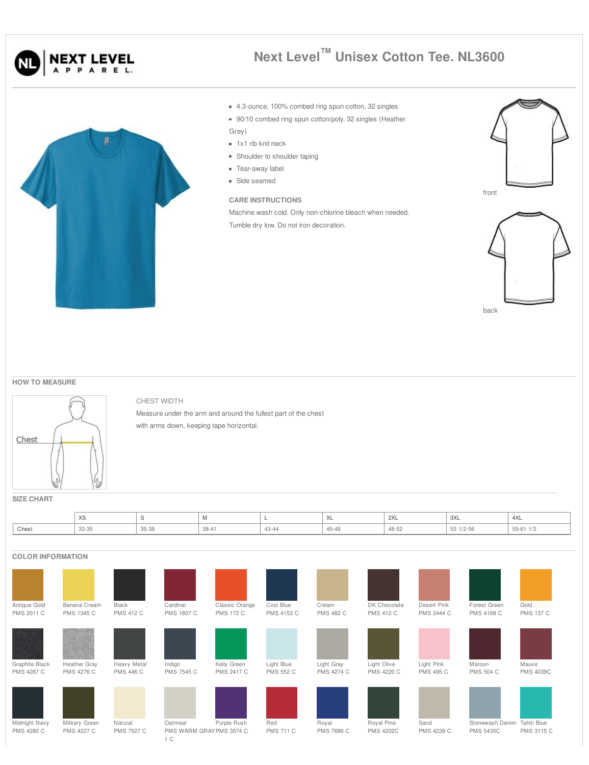NEXT LEVEL APPAREL

# Next Level™ Unisex Cotton Tee. NL3600

- 4.3-ounce, 100% combed ring spun cotton, 32 singles
- 90/10 combed ring spun cotton/poly, 32 singles (Heather Grey)
- 1x1 rib knit neck
- Shoulder to shoulder taping
- Tear-away label
- Side seamed

### CARE INSTRUCTIONS

Machine wash cold. Only non-chlorine bleach when needed. Tumble dry low. Do not iron decoration.

front

back

## HOW TO MEASURE

Chest

CHEST WIDTH

Measure under the arm and around the fullest part of the chest with arms down, keeping tape horizontal.

## SIZE CHART

| | XS | S | M | L | XL | 2XL | 3XL | 4XL |
|---|---|---|---|---|---|---|---|---|
| Chest | 33-35 | 35-38 | 38-41 | 43-44 | 45-48 | 48-52 | 53 1/2-56 | 59-61 1/2 |

## COLOR INFORMATION

| | | | | | | | | | | |
|---|---|---|---|---|---|---|---|---|---|---|
| Antique Gold PMS 2011 C | Banana Cream PMS 1345 C | Black PMS 412 C | Cardinal PMS 1807 C | Classic Orange PMS 172 C | Cool Blue PMS 4153 C | Cream PMS 482 C | DK Chocolate PMS 412 C | Desert Pink PMS 2444 C | Forest Green PMS 4168 C | Gold PMS 137 C |
| Graphite Black PMS 4287 C | Heather Gray PMS 4276 C | Heavy Metal PMS 446 C | Indigo PMS 7545 C | Kelly Green PMS 2417 C | Light Blue PMS 552 C | Light Gray PMS 4274 C | Light Olive PMS 4220 C | Light Pink PMS 495 C | Maroon PMS 504 C | Mauve PMS 4039C |
| Midnight Navy PMS 4280 C | Military Green PMS 4227 C | Natural PMS 7527 C | Oatmeal PMS WARM GRAY 1 C | Purple Rush PMS 3574 C | Red PMS 711 C | Royal PMS 7686 C | Royal Pine PMS 4202C | Sand PMS 4239 C | Stonewash Denim PMS 5435C | Tahiti Blue PMS 3115 C |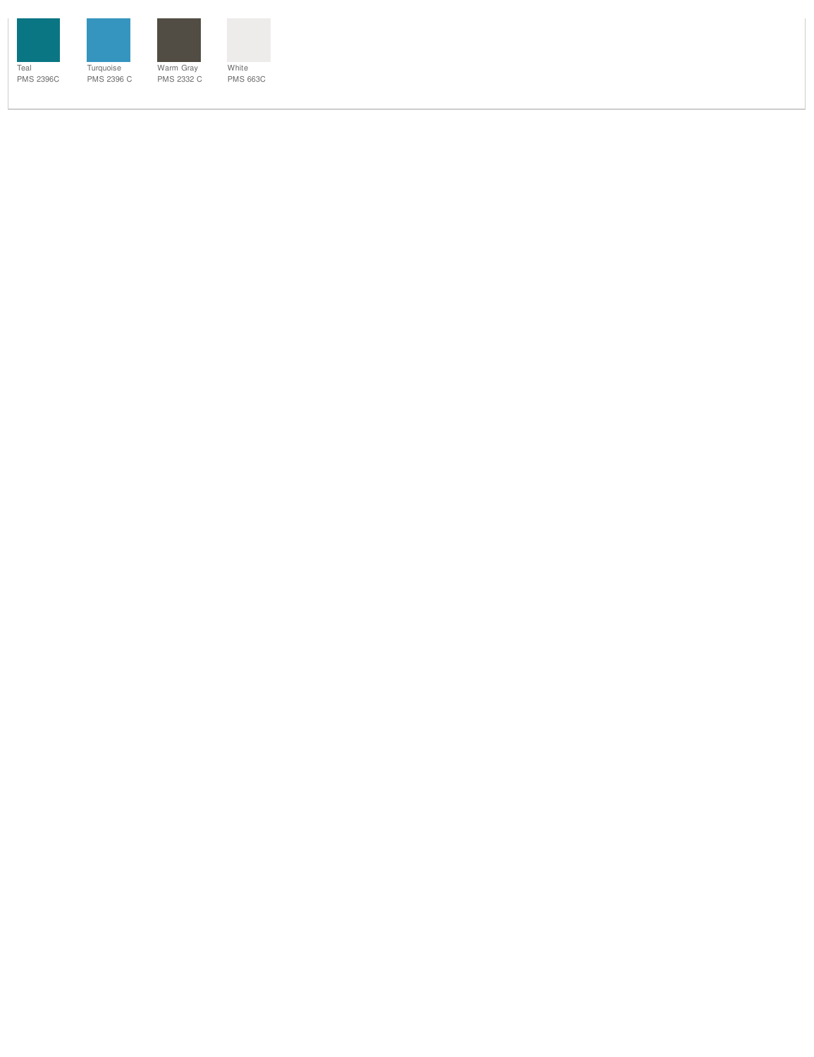Teal
PMS 2396C

Turquoise
PMS 2396 C

Warm Gray
PMS 2332 C

White
PMS 663C